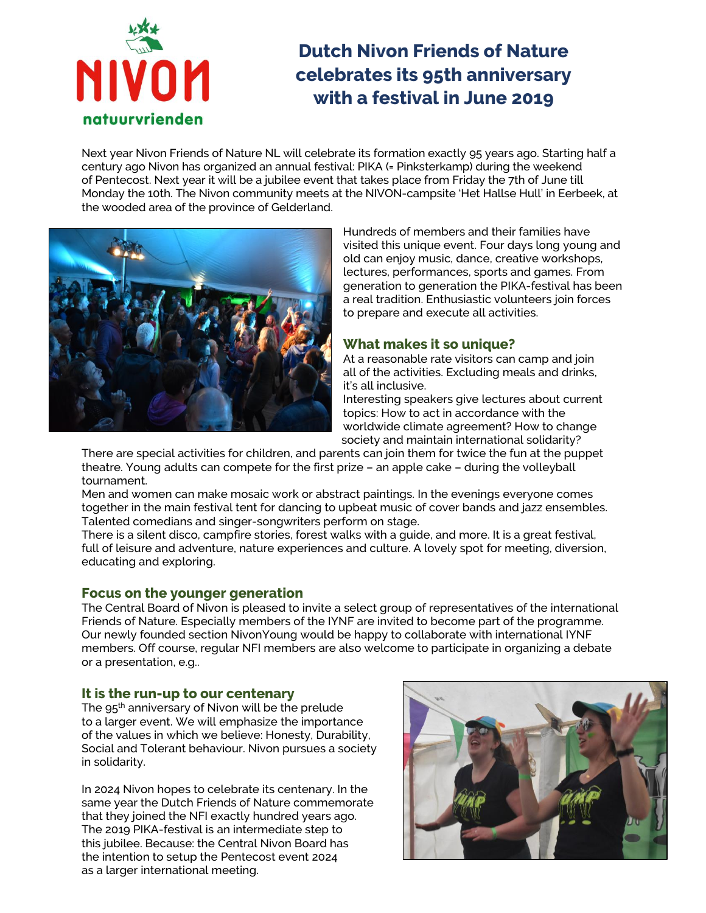# Dutch Nivon Friends of Nature celebrates its 95th anniversary with a festival in June 2019

Next year Nivon Friends of Nature NL will celebrate its formation exactly 95 years ago. Starting half a century ago Nivon has organized an annual festival: PIKA (= Pinksterkamp) during the weekend of Pentecost. Next year it will be a jubilee event that takes place from Friday the 7th of June till Monday the 10th. The Nivon community meets at the NIVON-campsite 'Het Halse Hull' in Eerbeek, at the wooded area of the province of Gelderland.

Hundreds of members and their families have visited this unique event. Four days long young and old can enjoy music, dance, creative workshops, lectures, performances, sports and games. From generation to generation the PIKA-festival has been a real tradition. Enthusiastic volunteers join forces to prepare and execute all activities.

## What makes it so unique?

At a reasonable rate visitors can camp and join all of the activities. Excluding meals and drinks, it's all inclusive.

Interesting speakers give lectures about current topics: How to act in accordance with the worldwide climate agreement? How to change society and maintain international solidarity?

There are special activities for children, and parents can join them for twice the fun at the puppet theatre. Young adults can compete for the first prize – an apple cake – during the volleyball tournament.

Men and women can make mosaic work or abstract paintings. In the evenings everyone comes together in the main festival tent for dancing to upbeat music of cover bands and jazz ensembles. Talented comedians and singer-songwriters perform on stage.

There is a silent disco, campfire stories, forest walks with a guide, and more. It is a great festival, full of leisure and adventure, nature experiences and culture. A lovely spot for meeting, diversion, educating and exploring.

## Focus on the younger generation

The Central Board of Nivon is pleased to invite a select group of representatives of the international Friends of Nature. Especially members of the IYNF are invited to become part of the programme. Our newly founded section NivonYoung would be happy to collaborate with international IYNF members. Off course, regular NFI members are also welcome to participate in organizing a debate or a presentation, e.g..

## It is the run-up to our centenary

The 95th anniversary of Nivon will be the prelude to a larger event. We will emphasize the importance of the values in which we believe: Honesty, Durability, Social and Tolerant behaviour. Nivon pursues a society in solidarity.

In 2024 Nivon hopes to celebrate its centenary. In the same year the Dutch Friends of Nature commemorate that they joined the NFI exactly hundred years ago. The 2019 PIKA-festival is an intermediate step to this jubilee. Because: the Central Nivon Board has the intention to setup the Pentecost event 2024 as a larger international meeting.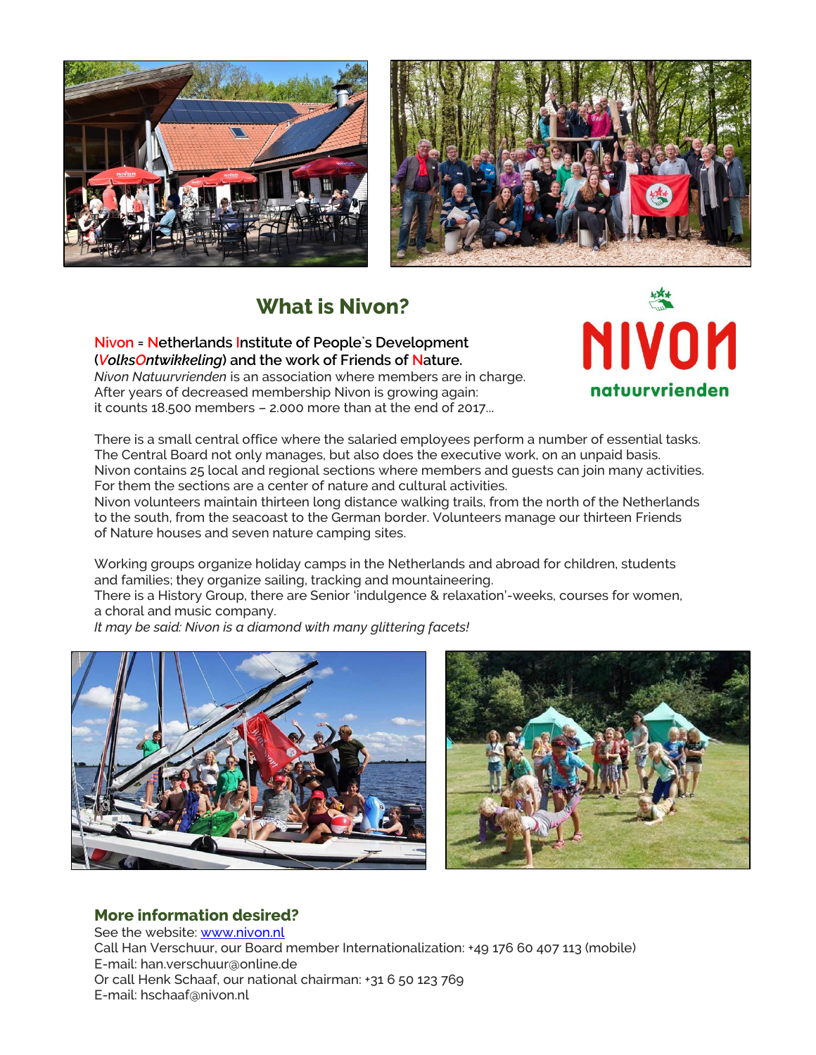## What is Nivon?

**Nivon = Netherlands Institute of People`s Development (*VolksOntwikkeling*) and the work of Friends of Nature.**
*Nivon Natuurvrienden* is an association where members are in charge.
After years of decreased membership Nivon is growing again:
it counts 18.500 members – 2.000 more than at the end of 2017...

NIVON
natuurvrienden

There is a small central office where the salaried employees perform a number of essential tasks.
The Central Board not only manages, but also does the executive work, on an unpaid basis.
Nivon contains 25 local and regional sections where members and guests can join many activities.
For them the sections are a center of nature and cultural activities.
Nivon volunteers maintain thirteen long distance walking trails, from the north of the Netherlands to the south, from the seacoast to the German border. Volunteers manage our thirteen Friends of Nature houses and seven nature camping sites.

Working groups organize holiday camps in the Netherlands and abroad for children, students and families; they organize sailing, tracking and mountaineering.
There is a History Group, there are Senior 'indulgence & relaxation'-weeks, courses for women, a choral and music company.
*It may be said: Nivon is a diamond with many glittering facets!*

### More information desired?

See the website: www.nivon.nl
Call Han Verschuur, our Board member Internationalization: +49 176 60 407 113 (mobile)
E-mail: han.verschuur@online.de
Or call Henk Schaaf, our national chairman: +31 6 50 123 769
E-mail: hschaaf@nivon.nl